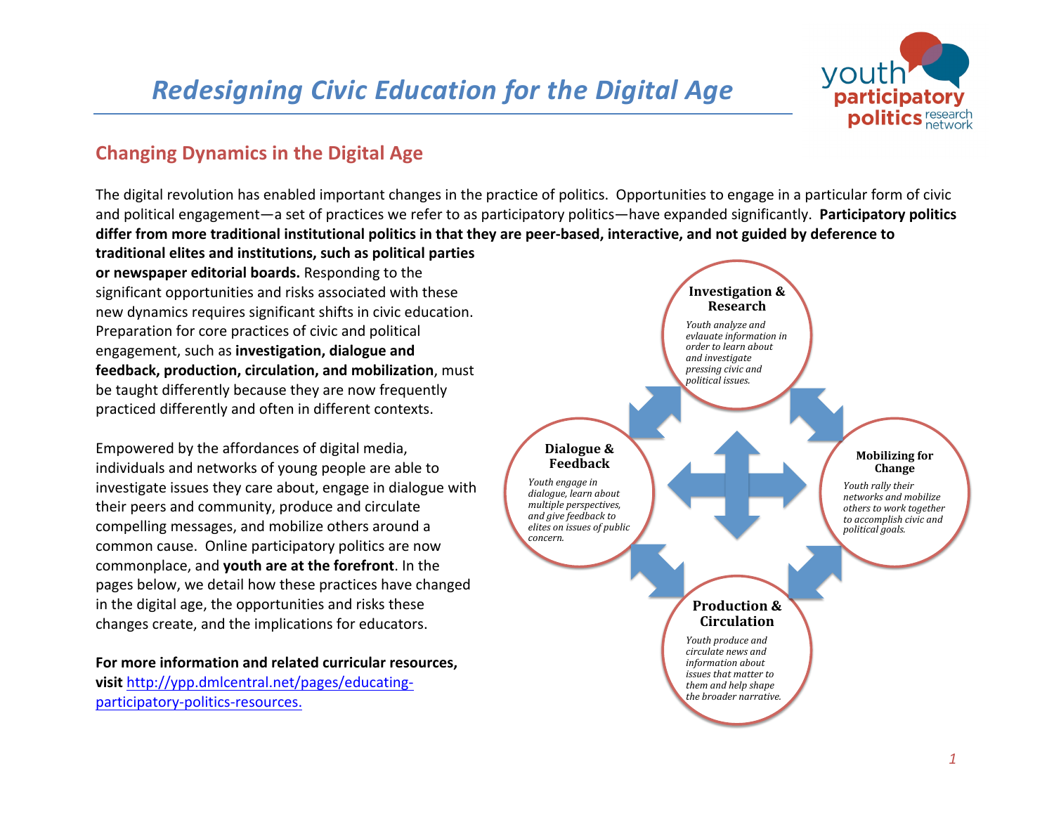# Redesigning Civic Education for the Digital Age

## Changing Dynamics in the Digital Age

The digital revolution has enabled important changes in the practice of politics. Opportunities to engage in a particular form of civic and political engagement—a set of practices we refer to as participatory politics—have expanded significantly. **Participatory politics differ from more traditional institutional politics in that they are peer-based, interactive, and not guided by deference to traditional elites and institutions, such as political parties or newspaper editorial boards.** Responding to the significant opportunities and risks associated with these new dynamics requires significant shifts in civic education. Preparation for core practices of civic and political engagement, such as **investigation, dialogue and feedback, production, circulation, and mobilization**, must be taught differently because they are now frequently practiced differently and often in different contexts.

Empowered by the affordances of digital media, individuals and networks of young people are able to investigate issues they care about, engage in dialogue with their peers and community, produce and circulate compelling messages, and mobilize others around a common cause. Online participatory politics are now commonplace, and **youth are at the forefront**. In the pages below, we detail how these practices have changed in the digital age, the opportunities and risks these changes create, and the implications for educators.

**For more information and related curricular resources, visit** [http://ypp.dmlcentral.net/pages/educating-participatory-politics-resources.](http://ypp.dmlcentral.net/pages/educating-participatory-politics-resources)

**Investigation & Research**

*Youth analyze and evlauate information in order to learn about and investigate pressing civic and political issues.*

**Dialogue & Feedback**

*Youth engage in dialogue, learn about multiple perspectives, and give feedback to elites on issues of public concern.*

**Mobilizing for Change**

*Youth rally their networks and mobilize others to work together to accomplish civic and political goals.*

**Production & Circulation**

*Youth produce and circulate news and information about issues that matter to them and help shape the broader narrative.*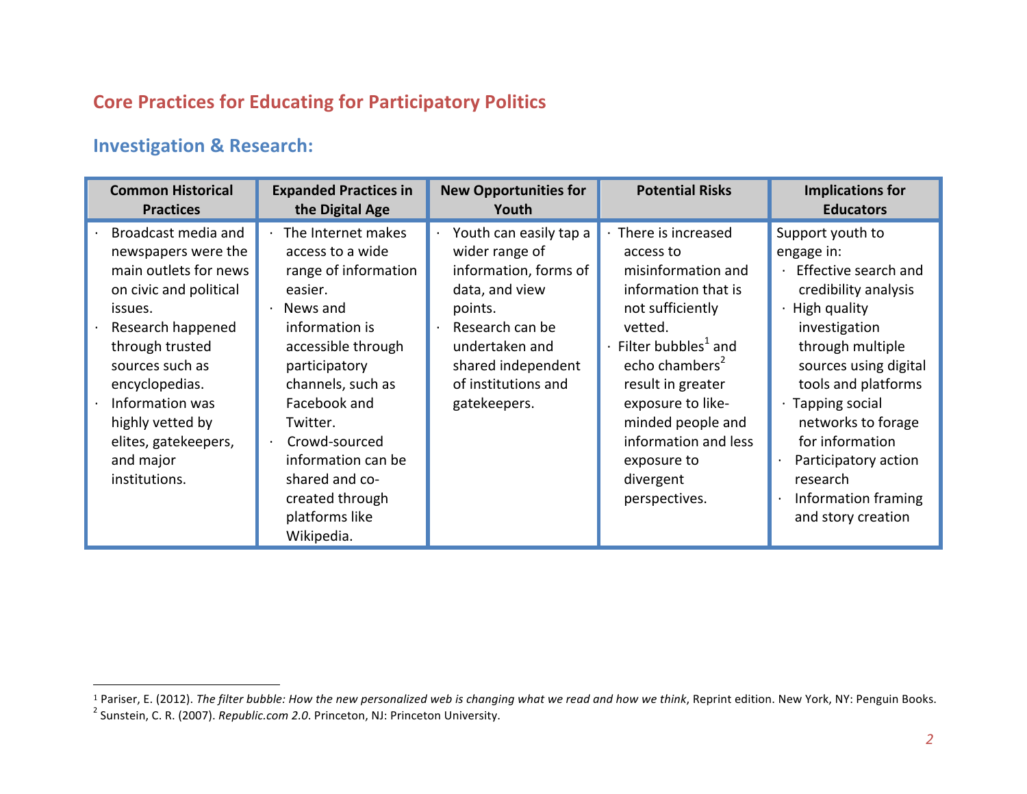## Core Practices for Educating for Participatory Politics

### Investigation & Research:

| Common Historical Practices | Expanded Practices in the Digital Age | New Opportunities for Youth | Potential Risks | Implications for Educators |
|---|---|---|---|---|
| · Broadcast media and newspapers were the main outlets for news on civic and political issues.<br>· Research happened through trusted sources such as encyclopedias.<br>· Information was highly vetted by elites, gatekeepers, and major institutions. | · The Internet makes access to a wide range of information easier.<br>· News and information is accessible through participatory channels, such as Facebook and Twitter.<br>· Crowd-sourced information can be shared and co-created through platforms like Wikipedia. | · Youth can easily tap a wider range of information, forms of data, and view points.<br>· Research can be undertaken and shared independent of institutions and gatekeepers. | · There is increased access to misinformation and information that is not sufficiently vetted.<br>· Filter bubbles[1] and echo chambers[2] result in greater exposure to like-minded people and information and less exposure to divergent perspectives. | Support youth to engage in:<br>· Effective search and credibility analysis<br>· High quality investigation through multiple sources using digital tools and platforms<br>· Tapping social networks to forage for information<br>· Participatory action research<br>· Information framing and story creation |

[1] Pariser, E. (2012). *The filter bubble: How the new personalized web is changing what we read and how we think*, Reprint edition. New York, NY: Penguin Books.

[2] Sunstein, C. R. (2007). *Republic.com 2.0*. Princeton, NJ: Princeton University.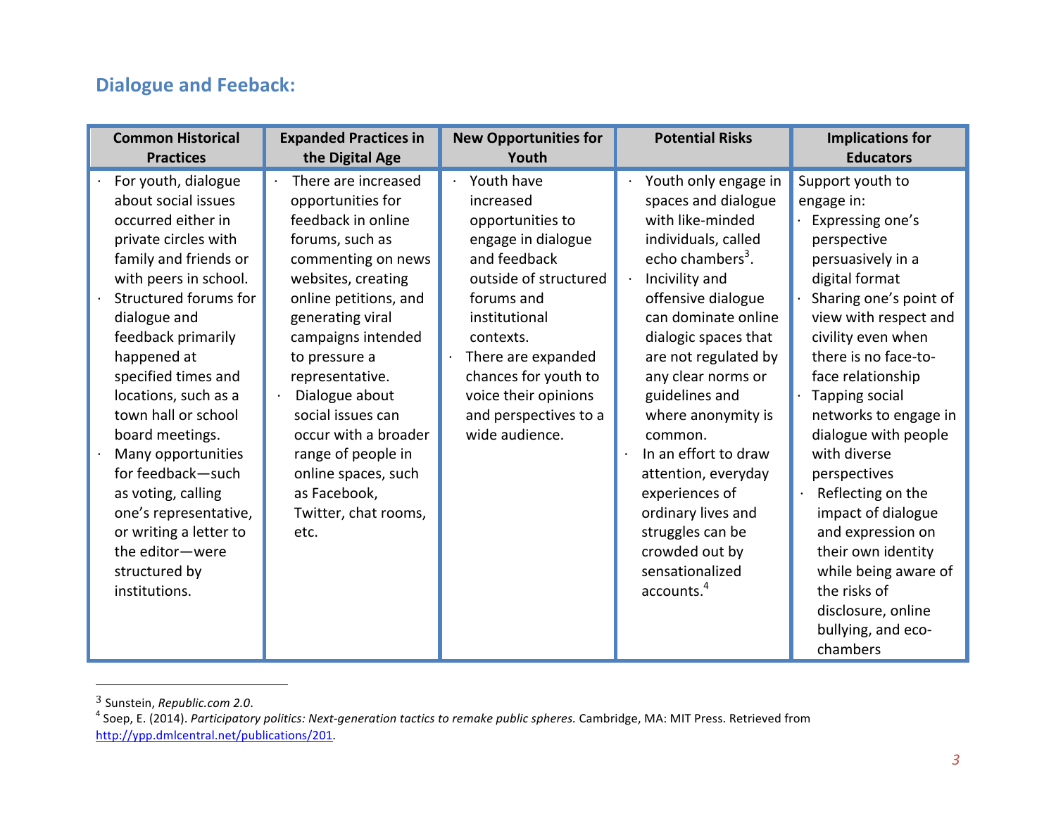## Dialogue and Feeback:

| Common Historical Practices | Expanded Practices in the Digital Age | New Opportunities for Youth | Potential Risks | Implications for Educators |
|---|---|---|---|---|
| · For youth, dialogue about social issues occurred either in private circles with family and friends or with peers in school.<br>· Structured forums for dialogue and feedback primarily happened at specified times and locations, such as a town hall or school board meetings.<br>· Many opportunities for feedback—such as voting, calling one's representative, or writing a letter to the editor—were structured by institutions. | · There are increased opportunities for feedback in online forums, such as commenting on news websites, creating online petitions, and generating viral campaigns intended to pressure a representative.<br>· Dialogue about social issues can occur with a broader range of people in online spaces, such as Facebook, Twitter, chat rooms, etc. | · Youth have increased opportunities to engage in dialogue and feedback outside of structured forums and institutional contexts.<br>· There are expanded chances for youth to voice their opinions and perspectives to a wide audience. | · Youth only engage in spaces and dialogue with like-minded individuals, called echo chambers[3].<br>· Incivility and offensive dialogue can dominate online dialogic spaces that are not regulated by any clear norms or guidelines and where anonymity is common.<br>· In an effort to draw attention, everyday experiences of ordinary lives and struggles can be crowded out by sensationalized accounts.[4] | Support youth to engage in:<br>· Expressing one's perspective persuasively in a digital format<br>· Sharing one's point of view with respect and civility even when there is no face-to-face relationship<br>· Tapping social networks to engage in dialogue with people with diverse perspectives<br>· Reflecting on the impact of dialogue and expression on their own identity while being aware of the risks of disclosure, online bullying, and eco-chambers |

---

[3] Sunstein, *Republic.com 2.0*.

[4] Soep, E. (2014). *Participatory politics: Next-generation tactics to remake public spheres.* Cambridge, MA: MIT Press. Retrieved from http://ypp.dmlcentral.net/publications/201.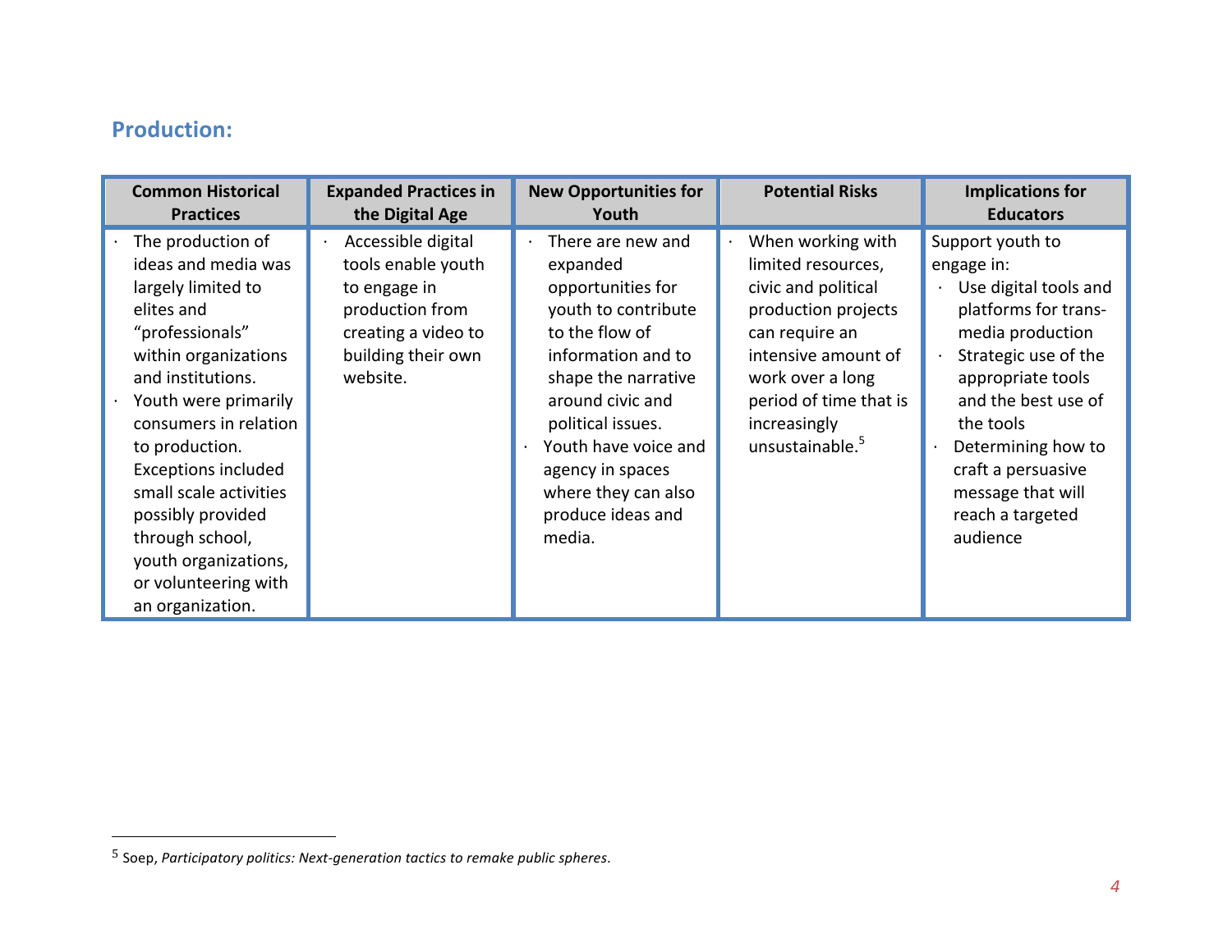## Production:

| Common Historical Practices | Expanded Practices in the Digital Age | New Opportunities for Youth | Potential Risks | Implications for Educators |
|---|---|---|---|---|
| · The production of ideas and media was largely limited to elites and "professionals" within organizations and institutions. <br> · Youth were primarily consumers in relation to production. Exceptions included small scale activities possibly provided through school, youth organizations, or volunteering with an organization. | · Accessible digital tools enable youth to engage in production from creating a video to building their own website. | · There are new and expanded opportunities for youth to contribute to the flow of information and to shape the narrative around civic and political issues. <br> · Youth have voice and agency in spaces where they can also produce ideas and media. | · When working with limited resources, civic and political production projects can require an intensive amount of work over a long period of time that is increasingly unsustainable.[5] | Support youth to engage in: <br> · Use digital tools and platforms for trans-media production <br> · Strategic use of the appropriate tools and the best use of the tools <br> · Determining how to craft a persuasive message that will reach a targeted audience |

[5] Soep, *Participatory politics: Next-generation tactics to remake public spheres*.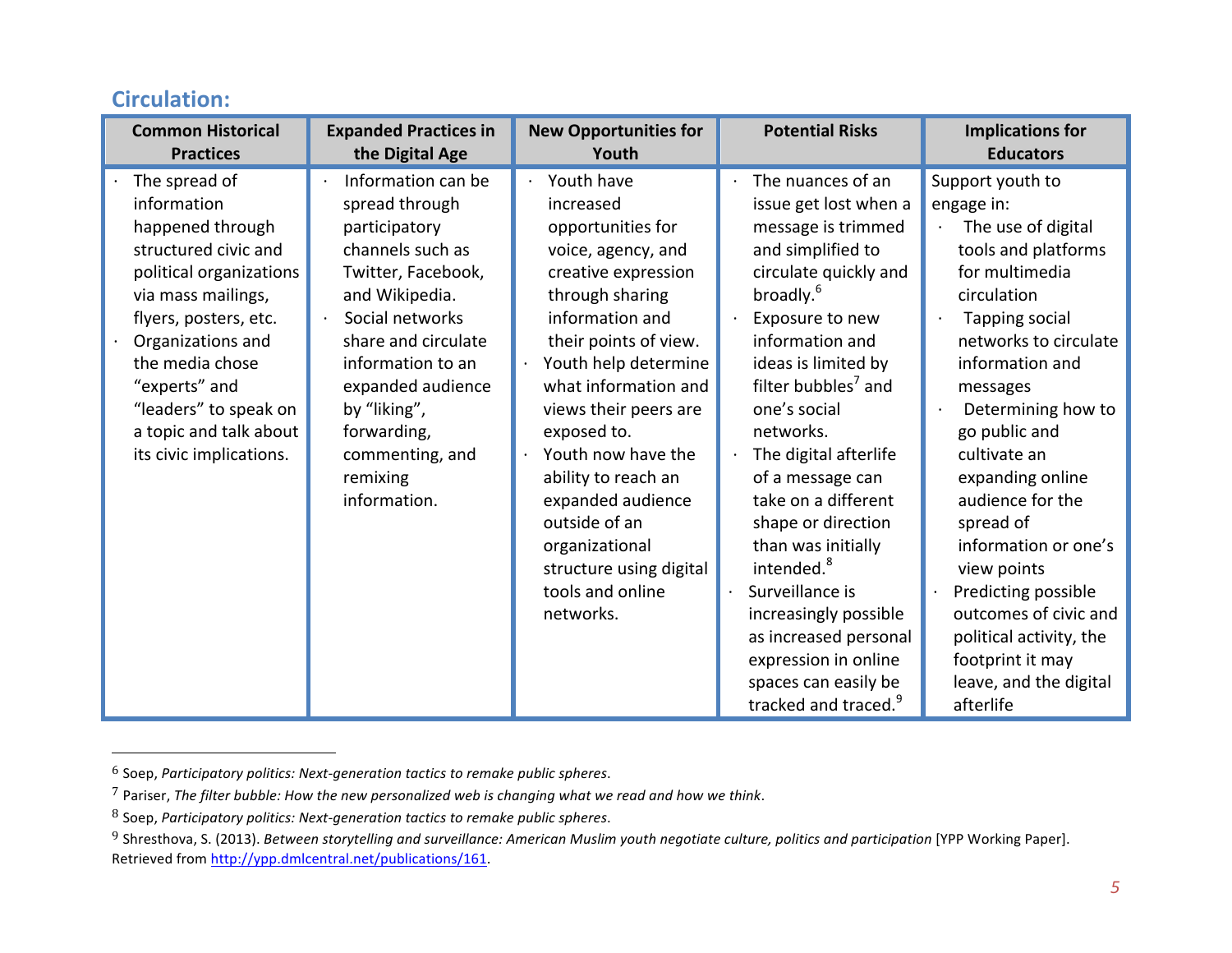## Circulation:

| Common Historical Practices | Expanded Practices in the Digital Age | New Opportunities for Youth | Potential Risks | Implications for Educators |
|---|---|---|---|---|
| · The spread of information happened through structured civic and political organizations via mass mailings, flyers, posters, etc.<br>· Organizations and the media chose "experts" and "leaders" to speak on a topic and talk about its civic implications. | · Information can be spread through participatory channels such as Twitter, Facebook, and Wikipedia.<br>· Social networks share and circulate information to an expanded audience by "liking", forwarding, commenting, and remixing information. | · Youth have increased opportunities for voice, agency, and creative expression through sharing information and their points of view.<br>· Youth help determine what information and views their peers are exposed to.<br>· Youth now have the ability to reach an expanded audience outside of an organizational structure using digital tools and online networks. | · The nuances of an issue get lost when a message is trimmed and simplified to circulate quickly and broadly.[6]<br>· Exposure to new information and ideas is limited by filter bubbles[7] and one's social networks.<br>· The digital afterlife of a message can take on a different shape or direction than was initially intended.[8]<br>· Surveillance is increasingly possible as increased personal expression in online spaces can easily be tracked and traced.[9] | Support youth to engage in:<br>· The use of digital tools and platforms for multimedia circulation<br>· Tapping social networks to circulate information and messages<br>· Determining how to go public and cultivate an expanding online audience for the spread of information or one's view points<br>· Predicting possible outcomes of civic and political activity, the footprint it may leave, and the digital afterlife |

---

[6] Soep, *Participatory politics: Next-generation tactics to remake public spheres*.

[7] Pariser, *The filter bubble: How the new personalized web is changing what we read and how we think*.

[8] Soep, *Participatory politics: Next-generation tactics to remake public spheres*.

[9] Shresthova, S. (2013). *Between storytelling and surveillance: American Muslim youth negotiate culture, politics and participation* [YPP Working Paper]. Retrieved from http://ypp.dmlcentral.net/publications/161.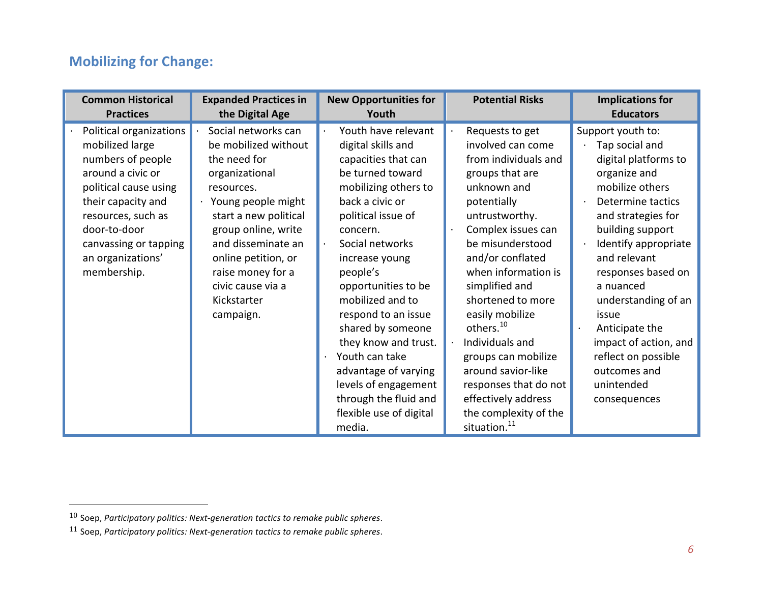## Mobilizing for Change:

| Common Historical Practices | Expanded Practices in the Digital Age | New Opportunities for Youth | Potential Risks | Implications for Educators |
|---|---|---|---|---|
| · Political organizations mobilized large numbers of people around a civic or political cause using their capacity and resources, such as door-to-door canvassing or tapping an organizations' membership. | · Social networks can be mobilized without the need for organizational resources.<br>· Young people might start a new political group online, write and disseminate an online petition, or raise money for a civic cause via a Kickstarter campaign. | · Youth have relevant digital skills and capacities that can be turned toward mobilizing others to back a civic or political issue of concern.<br>· Social networks increase young people's opportunities to be mobilized and to respond to an issue shared by someone they know and trust.<br>· Youth can take advantage of varying levels of engagement through the fluid and flexible use of digital media. | · Requests to get involved can come from individuals and groups that are unknown and potentially untrustworthy.<br>· Complex issues can be misunderstood and/or conflated when information is simplified and shortened to more easily mobilize others.[10]<br>· Individuals and groups can mobilize around savior-like responses that do not effectively address the complexity of the situation.[11] | Support youth to:<br>· Tap social and digital platforms to organize and mobilize others<br>· Determine tactics and strategies for building support<br>· Identify appropriate and relevant responses based on a nuanced understanding of an issue<br>· Anticipate the impact of action, and reflect on possible outcomes and unintended consequences |

---

[10] Soep, *Participatory politics: Next-generation tactics to remake public spheres*.

[11] Soep, *Participatory politics: Next-generation tactics to remake public spheres*.